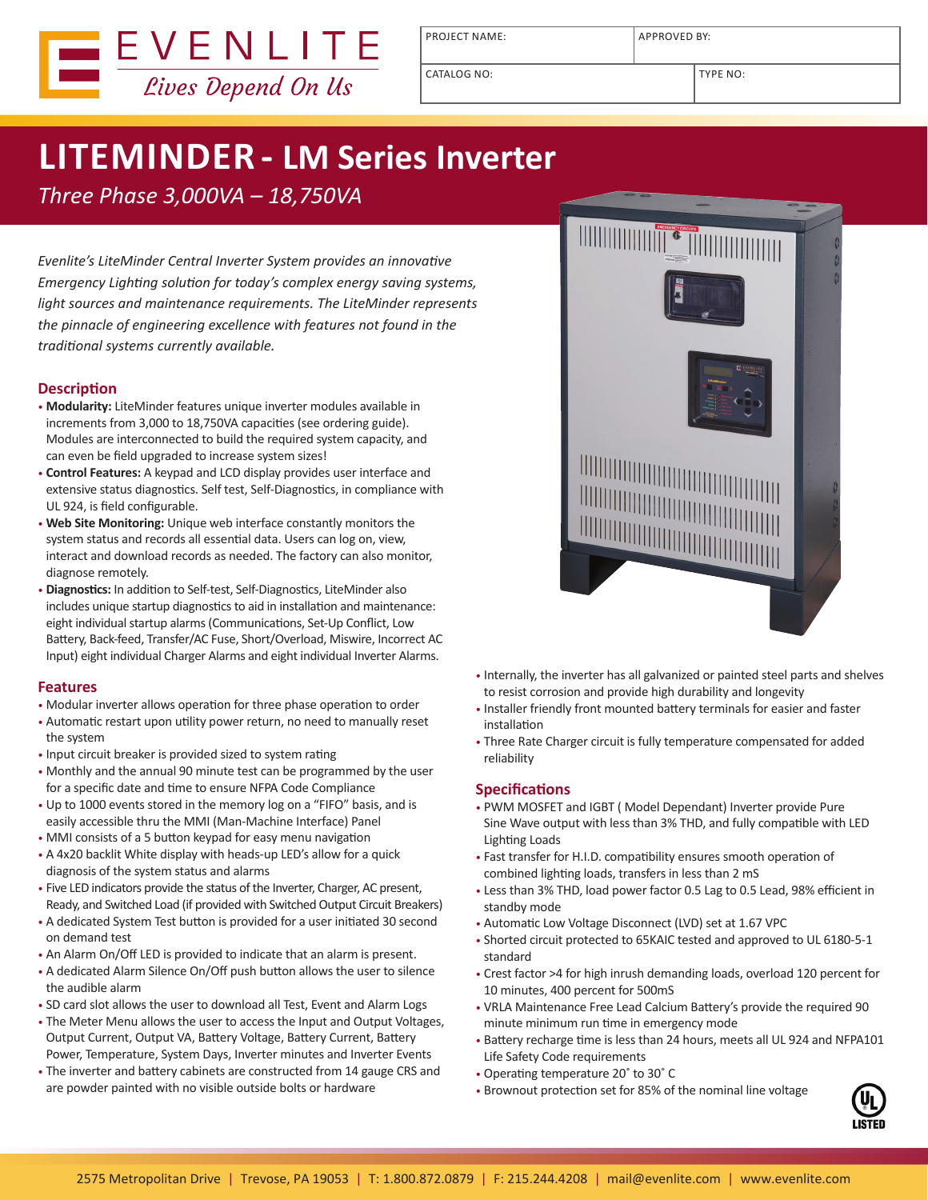EVENLITE
*Lives Depend On Us*

| PROJECT NAME: | APPROVED BY: |
|---|---|
| CATALOG NO: | TYPE NO: |

# LITEMINDER - LM Series Inverter

*Three Phase 3,000VA – 18,750VA*

*Evenlite's LiteMinder Central Inverter System provides an innovative Emergency Lighting solution for today's complex energy saving systems, light sources and maintenance requirements. The LiteMinder represents the pinnacle of engineering excellence with features not found in the traditional systems currently available.*

## Description

- **Modularity:** LiteMinder features unique inverter modules available in increments from 3,000 to 18,750VA capacities (see ordering guide). Modules are interconnected to build the required system capacity, and can even be field upgraded to increase system sizes!
- **Control Features:** A keypad and LCD display provides user interface and extensive status diagnostics. Self test, Self-Diagnostics, in compliance with UL 924, is field configurable.
- **Web Site Monitoring:** Unique web interface constantly monitors the system status and records all essential data. Users can log on, view, interact and download records as needed. The factory can also monitor, diagnose remotely.
- **Diagnostics:** In addition to Self-test, Self-Diagnostics, LiteMinder also includes unique startup diagnostics to aid in installation and maintenance: eight individual startup alarms (Communications, Set-Up Conflict, Low Battery, Back-feed, Transfer/AC Fuse, Short/Overload, Miswire, Incorrect AC Input) eight individual Charger Alarms and eight individual Inverter Alarms.

## Features

- Modular inverter allows operation for three phase operation to order
- Automatic restart upon utility power return, no need to manually reset the system
- Input circuit breaker is provided sized to system rating
- Monthly and the annual 90 minute test can be programmed by the user for a specific date and time to ensure NFPA Code Compliance
- Up to 1000 events stored in the memory log on a "FIFO" basis, and is easily accessible thru the MMI (Man-Machine Interface) Panel
- MMI consists of a 5 button keypad for easy menu navigation
- A 4x20 backlit White display with heads-up LED's allow for a quick diagnosis of the system status and alarms
- Five LED indicators provide the status of the Inverter, Charger, AC present, Ready, and Switched Load (if provided with Switched Output Circuit Breakers)
- A dedicated System Test button is provided for a user initiated 30 second on demand test
- An Alarm On/Off LED is provided to indicate that an alarm is present.
- A dedicated Alarm Silence On/Off push button allows the user to silence the audible alarm
- SD card slot allows the user to download all Test, Event and Alarm Logs
- The Meter Menu allows the user to access the Input and Output Voltages, Output Current, Output VA, Battery Voltage, Battery Current, Battery Power, Temperature, System Days, Inverter minutes and Inverter Events
- The inverter and battery cabinets are constructed from 14 gauge CRS and are powder painted with no visible outside bolts or hardware
- Internally, the inverter has all galvanized or painted steel parts and shelves to resist corrosion and provide high durability and longevity
- Installer friendly front mounted battery terminals for easier and faster installation
- Three Rate Charger circuit is fully temperature compensated for added reliability

## Specifications

- PWM MOSFET and IGBT ( Model Dependant) Inverter provide Pure Sine Wave output with less than 3% THD, and fully compatible with LED Lighting Loads
- Fast transfer for H.I.D. compatibility ensures smooth operation of combined lighting loads, transfers in less than 2 mS
- Less than 3% THD, load power factor 0.5 Lag to 0.5 Lead, 98% efficient in standby mode
- Automatic Low Voltage Disconnect (LVD) set at 1.67 VPC
- Shorted circuit protected to 65KAIC tested and approved to UL 6180-5-1 standard
- Crest factor >4 for high inrush demanding loads, overload 120 percent for 10 minutes, 400 percent for 500mS
- VRLA Maintenance Free Lead Calcium Battery's provide the required 90 minute minimum run time in emergency mode
- Battery recharge time is less than 24 hours, meets all UL 924 and NFPA101 Life Safety Code requirements
- Operating temperature 20˚ to 30˚ C
- Brownout protection set for 85% of the nominal line voltage

UL LISTED

2575 Metropolitan Drive | Trevose, PA 19053 | T: 1.800.872.0879 | F: 215.244.4208 | mail@evenlite.com | www.evenlite.com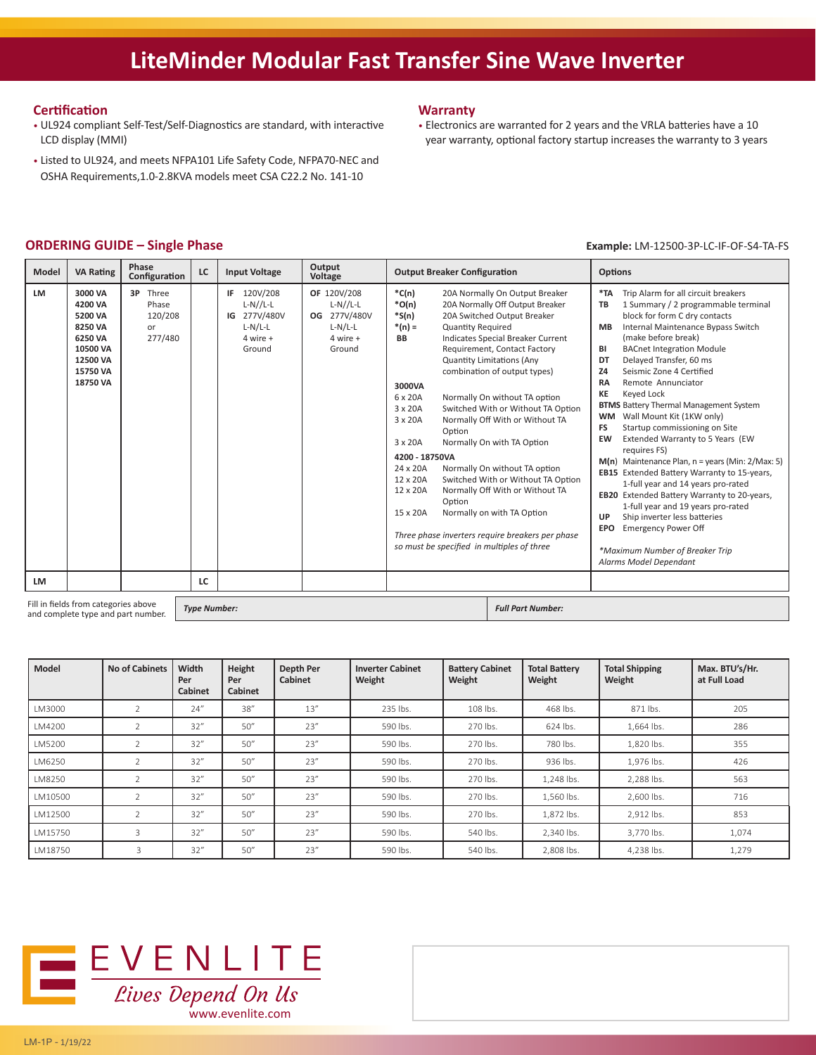# LiteMinder Modular Fast Transfer Sine Wave Inverter

## Certification

- UL924 compliant Self-Test/Self-Diagnostics are standard, with interactive LCD display (MMI)
- Listed to UL924, and meets NFPA101 Life Safety Code, NFPA70-NEC and OSHA Requirements,1.0-2.8KVA models meet CSA C22.2 No. 141-10

## Warranty

- Electronics are warranted for 2 years and the VRLA batteries have a 10 year warranty, optional factory startup increases the warranty to 3 years

## ORDERING GUIDE – Single Phase

**Example:** LM-12500-3P-LC-IF-OF-S4-TA-FS

| Model | VA Rating | Phase Configuration | LC | Input Voltage | Output Voltage | Output Breaker Configuration | Options |
|---|---|---|---|---|---|---|---|
| LM | 3000 VA<br>4200 VA<br>5200 VA<br>8250 VA<br>6250 VA<br>10500 VA<br>12500 VA<br>15750 VA<br>18750 VA | **3P** Three Phase 120/208 or 277/480 | | **IF** 120V/208 L-N//L-L<br>**IG** 277V/480V L-N/L-L 4 wire + Ground | **OF** 120V/208 L-N//L-L<br>**OG** 277V/480V L-N/L-L 4 wire + Ground | ***C(n)** 20A Normally On Output Breaker<br>***O(n)** 20A Normally Off Output Breaker<br>***S(n)** 20A Switched Output Breaker<br>***(n) =** Quantity Required<br>**BB** Indicates Special Breaker Current Requirement, Contact Factory Quantity Limitations (Any combination of output types)<br><br>**3000VA**<br>6 x 20A Normally On without TA option<br>3 x 20A Switched With or Without TA Option<br>3 x 20A Normally Off With or Without TA Option<br>3 x 20A Normally On with TA Option<br><br>**4200 - 18750VA**<br>24 x 20A Normally On without TA option<br>12 x 20A Switched With or Without TA Option<br>12 x 20A Normally Off With or Without TA Option<br>15 x 20A Normally on with TA Option<br><br>*Three phase inverters require breakers per phase so must be specified in multiples of three* | ***TA** Trip Alarm for all circuit breakers<br>**TB** 1 Summary / 2 programmable terminal block for form C dry contacts<br>**MB** Internal Maintenance Bypass Switch (make before break)<br>**BI** BACnet Integration Module<br>**DT** Delayed Transfer, 60 ms<br>**Z4** Seismic Zone 4 Certified<br>**RA** Remote Annunciator<br>**KE** Keyed Lock<br>**BTMS** Battery Thermal Management System<br>**WM** Wall Mount Kit (1KW only)<br>**FS** Startup commissioning on Site<br>**EW** Extended Warranty to 5 Years (EW requires FS)<br>**M(n)** Maintenance Plan, n = years (Min: 2/Max: 5)<br>**EB15** Extended Battery Warranty to 15-years, 1-full year and 14 years pro-rated<br>**EB20** Extended Battery Warranty to 20-years, 1-full year and 19 years pro-rated<br>**UP** Ship inverter less batteries<br>**EPO** Emergency Power Off<br><br>*\*Maximum Number of Breaker Trip Alarms Model Dependant* |
| LM | | | LC | | | | |

Fill in fields from categories above and complete type and part number.

*Type Number:*

*Full Part Number:*

| Model | No of Cabinets | Width Per Cabinet | Height Per Cabinet | Depth Per Cabinet | Inverter Cabinet Weight | Battery Cabinet Weight | Total Battery Weight | Total Shipping Weight | Max. BTU's/Hr. at Full Load |
|---|---|---|---|---|---|---|---|---|---|
| LM3000 | 2 | 24" | 38" | 13" | 235 lbs. | 108 lbs. | 468 lbs. | 871 lbs. | 205 |
| LM4200 | 2 | 32" | 50" | 23" | 590 lbs. | 270 lbs. | 624 lbs. | 1,664 lbs. | 286 |
| LM5200 | 2 | 32" | 50" | 23" | 590 lbs. | 270 lbs. | 780 lbs. | 1,820 lbs. | 355 |
| LM6250 | 2 | 32" | 50" | 23" | 590 lbs. | 270 lbs. | 936 lbs. | 1,976 lbs. | 426 |
| LM8250 | 2 | 32" | 50" | 23" | 590 lbs. | 270 lbs. | 1,248 lbs. | 2,288 lbs. | 563 |
| LM10500 | 2 | 32" | 50" | 23" | 590 lbs. | 270 lbs. | 1,560 lbs. | 2,600 lbs. | 716 |
| LM12500 | 2 | 32" | 50" | 23" | 590 lbs. | 270 lbs. | 1,872 lbs. | 2,912 lbs. | 853 |
| LM15750 | 3 | 32" | 50" | 23" | 590 lbs. | 540 lbs. | 2,340 lbs. | 3,770 lbs. | 1,074 |
| LM18750 | 3 | 32" | 50" | 23" | 590 lbs. | 540 lbs. | 2,808 lbs. | 4,238 lbs. | 1,279 |

EVENLITE
*Lives Depend On Us*
www.evenlite.com

LM-1P - 1/19/22